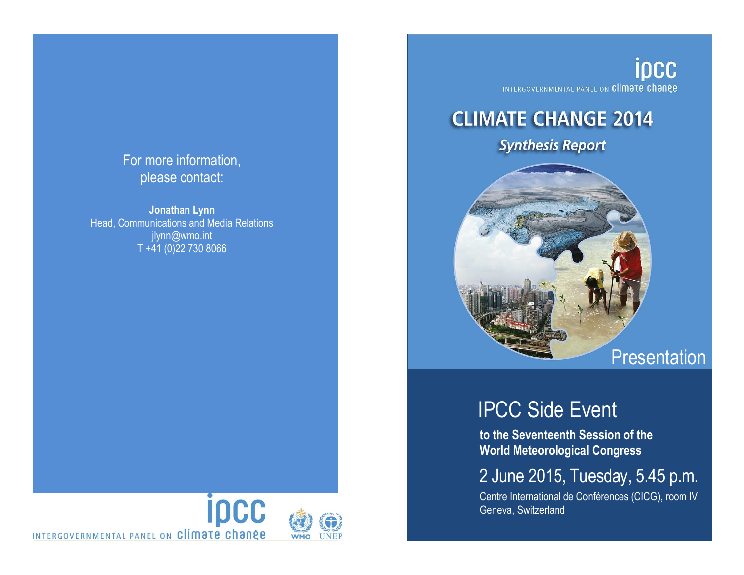For more information, please contact:

**Jonathan Lynn**
Head, Communications and Media Relations
jlynn@wmo.int
T +41 (0)22 730 8066

ipcc
INTERGOVERNMENTAL PANEL ON climate change

WMO UNEP

ipcc
INTERGOVERNMENTAL PANEL ON climate change

# CLIMATE CHANGE 2014

## *Synthesis Report*

Presentation

## IPCC Side Event

**to the Seventeenth Session of the World Meteorological Congress**

2 June 2015, Tuesday, 5.45 p.m.

Centre International de Conférences (CICG), room IV
Geneva, Switzerland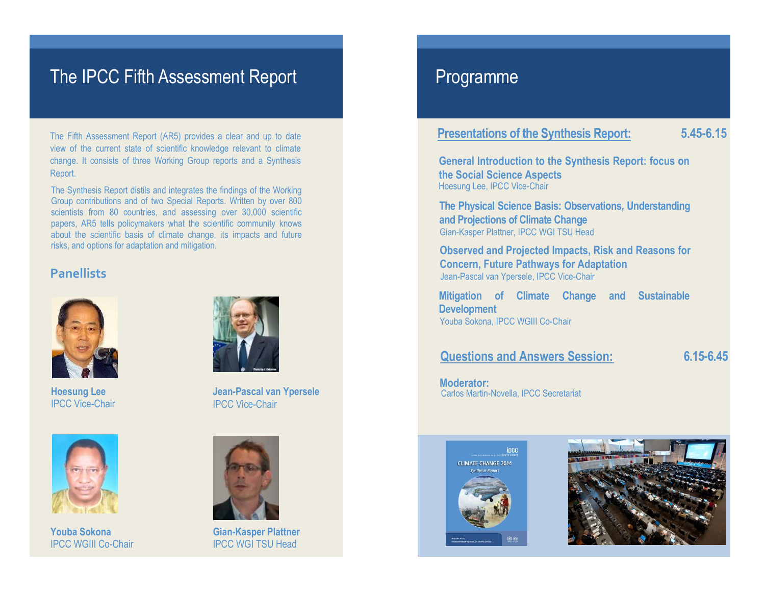# The IPCC Fifth Assessment Report

The Fifth Assessment Report (AR5) provides a clear and up to date view of the current state of scientific knowledge relevant to climate change. It consists of three Working Group reports and a Synthesis Report.

The Synthesis Report distils and integrates the findings of the Working Group contributions and of two Special Reports. Written by over 800 scientists from 80 countries, and assessing over 30,000 scientific papers, AR5 tells policymakers what the scientific community knows about the scientific basis of climate change, its impacts and future risks, and options for adaptation and mitigation.

## Panellists

**Hoesung Lee**
IPCC Vice-Chair

**Jean-Pascal van Ypersele**
IPCC Vice-Chair

**Youba Sokona**
IPCC WGIII Co-Chair

**Gian-Kasper Plattner**
IPCC WGI TSU Head

# Programme

## Presentations of the Synthesis Report: 5.45-6.15

**General Introduction to the Synthesis Report: focus on the Social Science Aspects**
Hoesung Lee, IPCC Vice-Chair

**The Physical Science Basis: Observations, Understanding and Projections of Climate Change**
Gian-Kasper Plattner, IPCC WGI TSU Head

**Observed and Projected Impacts, Risk and Reasons for Concern, Future Pathways for Adaptation**
Jean-Pascal van Ypersele, IPCC Vice-Chair

**Mitigation of Climate Change and Sustainable Development**
Youba Sokona, IPCC WGIII Co-Chair

## Questions and Answers Session: 6.15-6.45

**Moderator:**
Carlos Martin-Novella, IPCC Secretariat